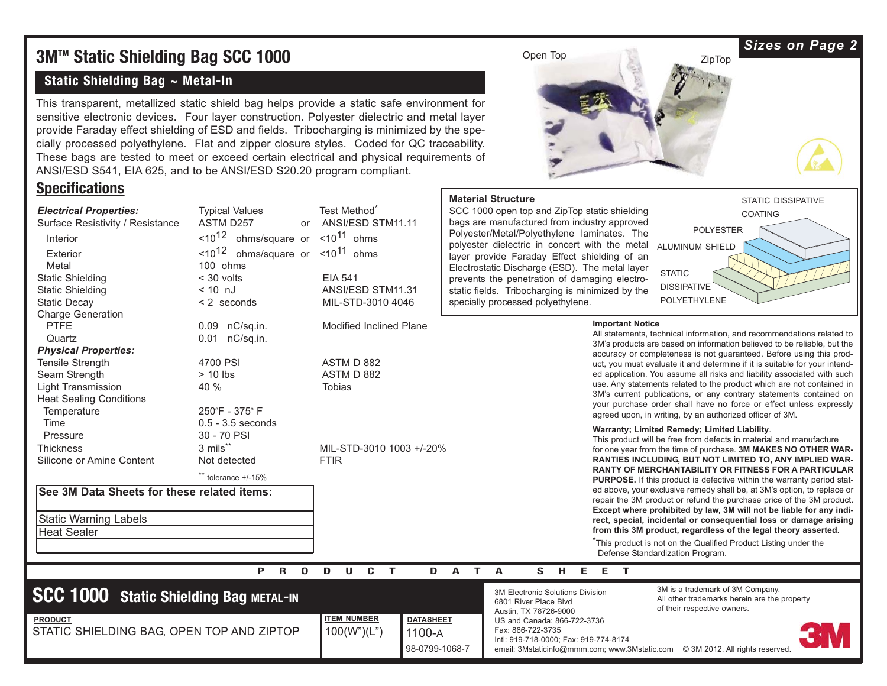# 3M™ Static Shielding Bag SCC 1000

*Sizes on Page 2*

## Static Shielding Bag ~ Metal-In

This transparent, metallized static shield bag helps provide a static safe environment for sensitive electronic devices. Four layer construction. Polyester dielectric and metal layer provide Faraday effect shielding of ESD and fields. Tribocharging is minimized by the specially processed polyethylene. Flat and zipper closure styles. Coded for QC traceability. These bags are tested to meet or exceed certain electrical and physical requirements of ANSI/ESD S541, EIA 625, and to be ANSI/ESD S20.20 program compliant.

Open Top

ZipTop

## Specifications

| *Electrical Properties:* | Typical Values | Test Method* |
|---|---|---|
| Surface Resistivity / Resistance | ASTM D257 or | ANSI/ESD STM11.11 |
| Interior | $<10^{12}$ ohms/square or | $<10^{11}$ ohms |
| Exterior | $<10^{12}$ ohms/square or | $<10^{11}$ ohms |
| Metal | 100 ohms | |
| Static Shielding | < 30 volts | EIA 541 |
| Static Shielding | < 10 nJ | ANSI/ESD STM11.31 |
| Static Decay | < 2 seconds | MIL-STD-3010 4046 |
| Charge Generation | | |
| PTFE | 0.09 nC/sq.in. | Modified Inclined Plane |
| Quartz | 0.01 nC/sq.in. | |
| ***Physical Properties:*** | | |
| Tensile Strength | 4700 PSI | ASTM D 882 |
| Seam Strength | > 10 lbs | ASTM D 882 |
| Light Transmission | 40 % | Tobias |
| Heat Sealing Conditions | | |
| Temperature | 250°F - 375° F | |
| Time | 0.5 - 3.5 seconds | |
| Pressure | 30 - 70 PSI | |
| Thickness | 3 mils** | MIL-STD-3010 1003 +/-20% |
| Silicone or Amine Content | Not detected | FTIR |

** tolerance +/-15%

**See 3M Data Sheets for these related items:**

- Static Warning Labels
- Heat Sealer

### Material Structure

SCC 1000 open top and ZipTop static shielding bags are manufactured from industry approved Polyester/Metal/Polyethylene laminates. The polyester dielectric in concert with the metal layer provide Faraday Effect shielding of an Electrostatic Discharge (ESD). The metal layer prevents the penetration of damaging electrostatic fields. Tribocharging is minimized by the specially processed polyethylene.

STATIC DISSIPATIVE COATING
POLYESTER
ALUMINUM SHIELD
STATIC DISSIPATIVE POLYETHYLENE

**Important Notice**

All statements, technical information, and recommendations related to 3M's products are based on information believed to be reliable, but the accuracy or completeness is not guaranteed. Before using this product, you must evaluate it and determine if it is suitable for your intended application. You assume all risks and liability associated with such use. Any statements related to the product which are not contained in 3M's current publications, or any contrary statements contained on your purchase order shall have no force or effect unless expressly agreed upon, in writing, by an authorized officer of 3M.

**Warranty; Limited Remedy; Limited Liability.**

This product will be free from defects in material and manufacture for one year from the time of purchase. **3M MAKES NO OTHER WARRANTIES INCLUDING, BUT NOT LIMITED TO, ANY IMPLIED WARRANTY OF MERCHANTABILITY OR FITNESS FOR A PARTICULAR PURPOSE.** If this product is defective within the warranty period stated above, your exclusive remedy shall be, at 3M's option, to replace or repair the 3M product or refund the purchase price of the 3M product. **Except where prohibited by law, 3M will not be liable for any indirect, special, incidental or consequential loss or damage arising from this 3M product, regardless of the legal theory asserted**.

*This product is not on the Qualified Product Listing under the Defense Standardization Program.

PRODUCT DATA SHEET

## SCC 1000 Static Shielding Bag METAL-IN

| PRODUCT | ITEM NUMBER | DATASHEET |
|---|---|---|
| STATIC SHIELDING BAG, OPEN TOP AND ZIPTOP | 100(W")(L") | 1100-A 98-0799-1068-7 |

3M Electronic Solutions Division
6801 River Place Blvd
Austin, TX 78726-9000
US and Canada: 866-722-3736
Fax: 866-722-3735
Intl: 919-718-0000; Fax: 919-774-8174
email: 3Mstaticinfo@mmm.com; www.3Mstatic.com

3M is a trademark of 3M Company.
All other trademarks herein are the property of their respective owners.

© 3M 2012. All rights reserved.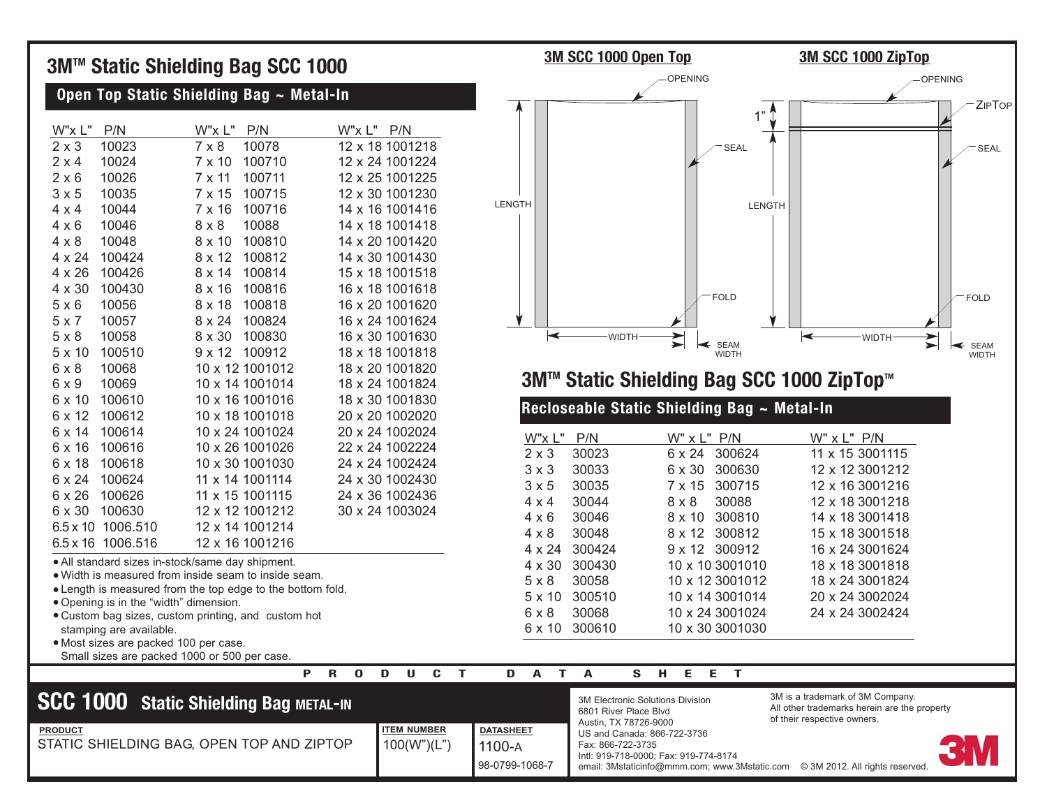# 3M™ Static Shielding Bag SCC 1000

## Open Top Static Shielding Bag ~ Metal-In

| W"x L" | P/N | W"x L" | P/N | W"x L" | P/N |
|---|---|---|---|---|---|
| 2 x 3 | 10023 | 7 x 8 | 10078 | 12 x 18 | 1001218 |
| 2 x 4 | 10024 | 7 x 10 | 100710 | 12 x 24 | 1001224 |
| 2 x 6 | 10026 | 7 x 11 | 100711 | 12 x 25 | 1001225 |
| 3 x 5 | 10035 | 7 x 15 | 100715 | 12 x 30 | 1001230 |
| 4 x 4 | 10044 | 7 x 16 | 100716 | 14 x 16 | 1001416 |
| 4 x 6 | 10046 | 8 x 8 | 10088 | 14 x 18 | 1001418 |
| 4 x 8 | 10048 | 8 x 10 | 100810 | 14 x 20 | 1001420 |
| 4 x 24 | 100424 | 8 x 12 | 100812 | 14 x 30 | 1001430 |
| 4 x 26 | 100426 | 8 x 14 | 100814 | 15 x 18 | 1001518 |
| 4 x 30 | 100430 | 8 x 16 | 100816 | 16 x 18 | 1001618 |
| 5 x 6 | 10056 | 8 x 18 | 100818 | 16 x 20 | 1001620 |
| 5 x 7 | 10057 | 8 x 24 | 100824 | 16 x 24 | 1001624 |
| 5 x 8 | 10058 | 8 x 30 | 100830 | 16 x 30 | 1001630 |
| 5 x 10 | 100510 | 9 x 12 | 100912 | 18 x 18 | 1001818 |
| 6 x 8 | 10068 | 10 x 12 | 1001012 | 18 x 20 | 1001820 |
| 6 x 9 | 10069 | 10 x 14 | 1001014 | 18 x 24 | 1001824 |
| 6 x 10 | 100610 | 10 x 16 | 1001016 | 18 x 30 | 1001830 |
| 6 x 12 | 100612 | 10 x 18 | 1001018 | 20 x 20 | 1002020 |
| 6 x 14 | 100614 | 10 x 24 | 1001024 | 20 x 24 | 1002024 |
| 6 x 16 | 100616 | 10 x 26 | 1001026 | 22 x 24 | 1002224 |
| 6 x 18 | 100618 | 10 x 30 | 1001030 | 24 x 24 | 1002424 |
| 6 x 24 | 100624 | 11 x 14 | 1001114 | 24 x 30 | 1002430 |
| 6 x 26 | 100626 | 11 x 15 | 1001115 | 24 x 36 | 1002436 |
| 6 x 30 | 100630 | 12 x 12 | 1001212 | 30 x 24 | 1003024 |
| 6.5 x 10 | 1006.510 | 12 x 14 | 1001214 | | |
| 6.5 x 16 | 1006.516 | 12 x 16 | 1001216 | | |

- All standard sizes in-stock/same day shipment.
- Width is measured from inside seam to inside seam.
- Length is measured from the top edge to the bottom fold.
- Opening is in the "width" dimension.
- Custom bag sizes, custom printing, and custom hot stamping are available.
- Most sizes are packed 100 per case. Small sizes are packed 1000 or 500 per case.

**3M SCC 1000 Open Top**

OPENING
SEAL
LENGTH
FOLD
WIDTH
SEAM WIDTH

**3M SCC 1000 ZipTop**

OPENING
ZIPTOP
1"
SEAL
LENGTH
FOLD
WIDTH
SEAM WIDTH

# 3M™ Static Shielding Bag SCC 1000 ZipTop™

## Recloseable Static Shielding Bag ~ Metal-In

| W"x L" | P/N | W" x L" | P/N | W" x L" | P/N |
|---|---|---|---|---|---|
| 2 x 3 | 30023 | 6 x 24 | 300624 | 11 x 15 | 3001115 |
| 3 x 3 | 30033 | 6 x 30 | 300630 | 12 x 12 | 3001212 |
| 3 x 5 | 30035 | 7 x 15 | 300715 | 12 x 16 | 3001216 |
| 4 x 4 | 30044 | 8 x 8 | 30088 | 12 x 18 | 3001218 |
| 4 x 6 | 30046 | 8 x 10 | 300810 | 14 x 18 | 3001418 |
| 4 x 8 | 30048 | 8 x 12 | 300812 | 15 x 18 | 3001518 |
| 4 x 24 | 300424 | 9 x 12 | 300912 | 16 x 24 | 3001624 |
| 4 x 30 | 300430 | 10 x 10 | 3001010 | 18 x 18 | 3001818 |
| 5 x 8 | 30058 | 10 x 12 | 3001012 | 18 x 24 | 3001824 |
| 5 x 10 | 300510 | 10 x 14 | 3001014 | 20 x 24 | 3002024 |
| 6 x 8 | 30068 | 10 x 24 | 3001024 | 24 x 24 | 3002424 |
| 6 x 10 | 300610 | 10 x 30 | 3001030 | | |

P R O D U C T   D A T A   S H E E T

## SCC 1000 Static Shielding Bag METAL-IN

| PRODUCT | ITEM NUMBER | DATASHEET |
|---|---|---|
| STATIC SHIELDING BAG, OPEN TOP AND ZIPTOP | 100(W")(L") | 1100-A<br>98-0799-1068-7 |

3M Electronic Solutions Division
6801 River Place Blvd
Austin, TX 78726-9000
US and Canada: 866-722-3736
Fax: 866-722-3735
Intl: 919-718-0000; Fax: 919-774-8174
email: 3Mstaticinfo@mmm.com; www.3Mstatic.com

3M is a trademark of 3M Company.
All other trademarks herein are the property of their respective owners.

© 3M 2012. All rights reserved.

3M